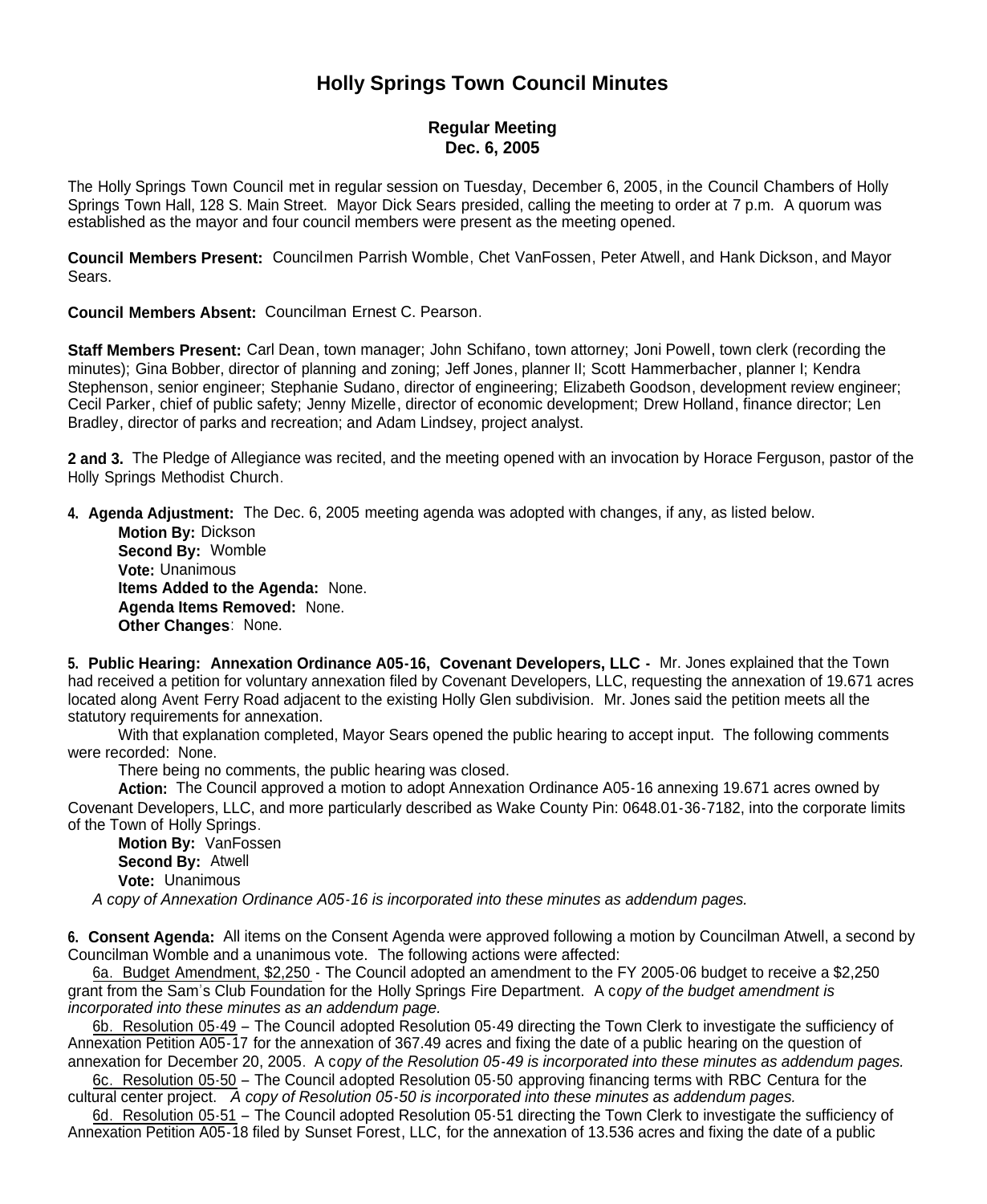# Holly Springs Town Council Minutes

### Regular Meeting
### Dec. 6, 2005

The Holly Springs Town Council met in regular session on Tuesday, December 6, 2005, in the Council Chambers of Holly Springs Town Hall, 128 S. Main Street. Mayor Dick Sears presided, calling the meeting to order at 7 p.m. A quorum was established as the mayor and four council members were present as the meeting opened.

**Council Members Present:** Councilmen Parrish Womble, Chet VanFossen, Peter Atwell, and Hank Dickson, and Mayor Sears.

**Council Members Absent:** Councilman Ernest C. Pearson.

**Staff Members Present:** Carl Dean, town manager; John Schifano, town attorney; Joni Powell, town clerk (recording the minutes); Gina Bobber, director of planning and zoning; Jeff Jones, planner II; Scott Hammerbacher, planner I; Kendra Stephenson, senior engineer; Stephanie Sudano, director of engineering; Elizabeth Goodson, development review engineer; Cecil Parker, chief of public safety; Jenny Mizelle, director of economic development; Drew Holland, finance director; Len Bradley, director of parks and recreation; and Adam Lindsey, project analyst.

**2 and 3.** The Pledge of Allegiance was recited, and the meeting opened with an invocation by Horace Ferguson, pastor of the Holly Springs Methodist Church.

**4. Agenda Adjustment:** The Dec. 6, 2005 meeting agenda was adopted with changes, if any, as listed below.

**Motion By:** Dickson
**Second By:** Womble
**Vote:** Unanimous
**Items Added to the Agenda:** None.
**Agenda Items Removed:** None.
**Other Changes**: None.

**5. Public Hearing: Annexation Ordinance A05-16, Covenant Developers, LLC -** Mr. Jones explained that the Town had received a petition for voluntary annexation filed by Covenant Developers, LLC, requesting the annexation of 19.671 acres located along Avent Ferry Road adjacent to the existing Holly Glen subdivision. Mr. Jones said the petition meets all the statutory requirements for annexation.

With that explanation completed, Mayor Sears opened the public hearing to accept input. The following comments were recorded: None.

There being no comments, the public hearing was closed.

**Action:** The Council approved a motion to adopt Annexation Ordinance A05-16 annexing 19.671 acres owned by Covenant Developers, LLC, and more particularly described as Wake County Pin: 0648.01-36-7182, into the corporate limits of the Town of Holly Springs.

**Motion By:** VanFossen
**Second By:** Atwell
**Vote:** Unanimous

*A copy of Annexation Ordinance A05-16 is incorporated into these minutes as addendum pages.*

**6. Consent Agenda:** All items on the Consent Agenda were approved following a motion by Councilman Atwell, a second by Councilman Womble and a unanimous vote. The following actions were affected:

6a. Budget Amendment, $2,250 - The Council adopted an amendment to the FY 2005-06 budget to receive a $2,250 grant from the Sam's Club Foundation for the Holly Springs Fire Department. A c*opy of the budget amendment is incorporated into these minutes as an addendum page.*

6b. Resolution 05-49 – The Council adopted Resolution 05-49 directing the Town Clerk to investigate the sufficiency of Annexation Petition A05-17 for the annexation of 367.49 acres and fixing the date of a public hearing on the question of annexation for December 20, 2005. A c*opy of the Resolution 05-49 is incorporated into these minutes as addendum pages.*

6c. Resolution 05-50 – The Council adopted Resolution 05-50 approving financing terms with RBC Centura for the cultural center project. *A copy of Resolution 05-50 is incorporated into these minutes as addendum pages.*

6d. Resolution 05-51 – The Council adopted Resolution 05-51 directing the Town Clerk to investigate the sufficiency of Annexation Petition A05-18 filed by Sunset Forest, LLC, for the annexation of 13.536 acres and fixing the date of a public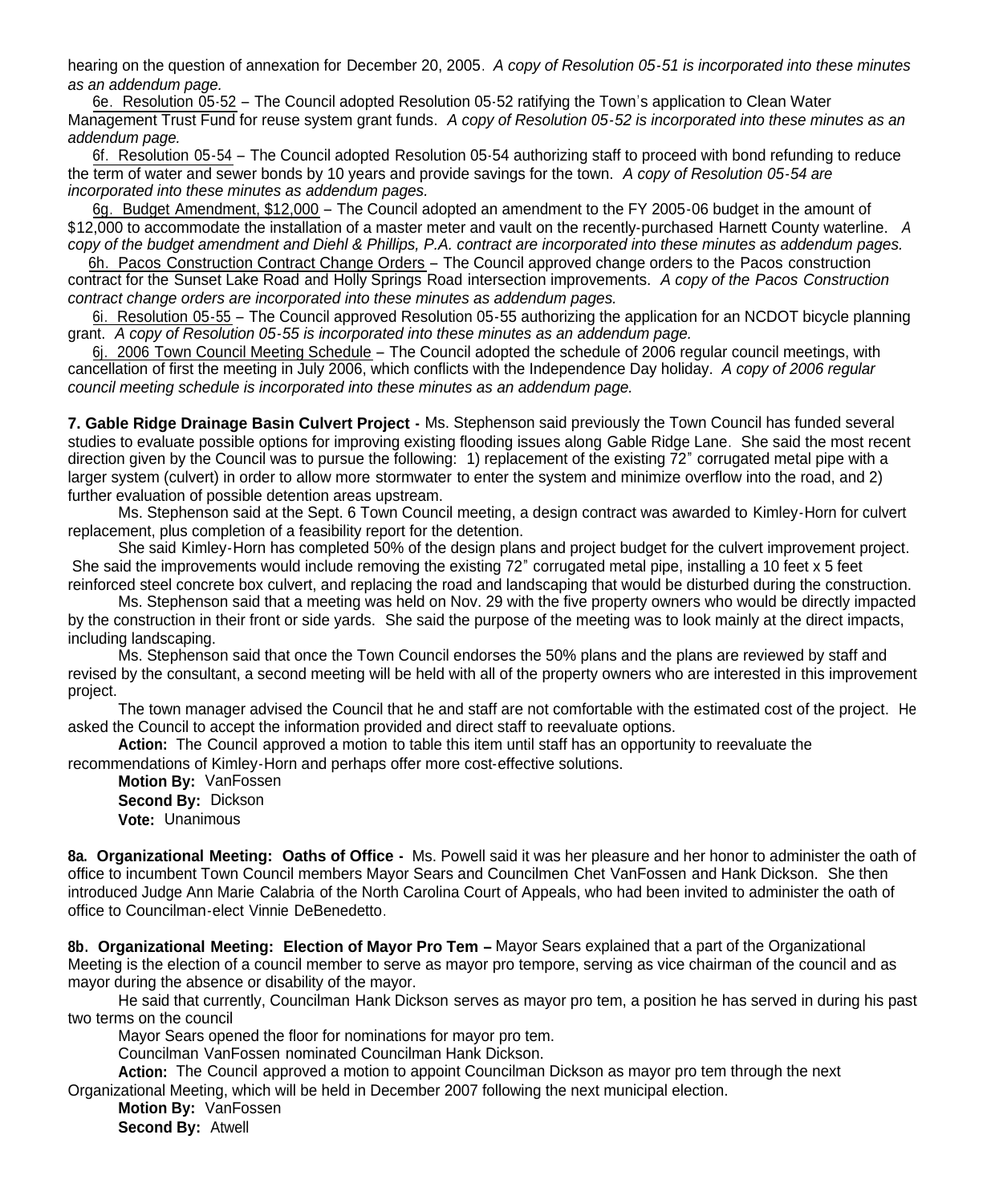hearing on the question of annexation for December 20, 2005. *A copy of Resolution 05-51 is incorporated into these minutes as an addendum page.*

6e. Resolution 05-52 – The Council adopted Resolution 05-52 ratifying the Town's application to Clean Water Management Trust Fund for reuse system grant funds. *A copy of Resolution 05-52 is incorporated into these minutes as an addendum page.*

6f. Resolution 05-54 – The Council adopted Resolution 05-54 authorizing staff to proceed with bond refunding to reduce the term of water and sewer bonds by 10 years and provide savings for the town. *A copy of Resolution 05-54 are incorporated into these minutes as addendum pages.*

6g. Budget Amendment, $12,000 – The Council adopted an amendment to the FY 2005-06 budget in the amount of $12,000 to accommodate the installation of a master meter and vault on the recently-purchased Harnett County waterline. *A copy of the budget amendment and Diehl & Phillips, P.A. contract are incorporated into these minutes as addendum pages.*

6h. Pacos Construction Contract Change Orders – The Council approved change orders to the Pacos construction contract for the Sunset Lake Road and Holly Springs Road intersection improvements. *A copy of the Pacos Construction contract change orders are incorporated into these minutes as addendum pages.*

6i. Resolution 05-55 – The Council approved Resolution 05-55 authorizing the application for an NCDOT bicycle planning grant. *A copy of Resolution 05-55 is incorporated into these minutes as an addendum page.*

6j. 2006 Town Council Meeting Schedule – The Council adopted the schedule of 2006 regular council meetings, with cancellation of first the meeting in July 2006, which conflicts with the Independence Day holiday. *A copy of 2006 regular council meeting schedule is incorporated into these minutes as an addendum page.*

**7. Gable Ridge Drainage Basin Culvert Project -** Ms. Stephenson said previously the Town Council has funded several studies to evaluate possible options for improving existing flooding issues along Gable Ridge Lane. She said the most recent direction given by the Council was to pursue the following: 1) replacement of the existing 72" corrugated metal pipe with a larger system (culvert) in order to allow more stormwater to enter the system and minimize overflow into the road, and 2) further evaluation of possible detention areas upstream.

Ms. Stephenson said at the Sept. 6 Town Council meeting, a design contract was awarded to Kimley-Horn for culvert replacement, plus completion of a feasibility report for the detention.

She said Kimley-Horn has completed 50% of the design plans and project budget for the culvert improvement project. She said the improvements would include removing the existing 72" corrugated metal pipe, installing a 10 feet x 5 feet reinforced steel concrete box culvert, and replacing the road and landscaping that would be disturbed during the construction.

Ms. Stephenson said that a meeting was held on Nov. 29 with the five property owners who would be directly impacted by the construction in their front or side yards. She said the purpose of the meeting was to look mainly at the direct impacts, including landscaping.

Ms. Stephenson said that once the Town Council endorses the 50% plans and the plans are reviewed by staff and revised by the consultant, a second meeting will be held with all of the property owners who are interested in this improvement project.

The town manager advised the Council that he and staff are not comfortable with the estimated cost of the project. He asked the Council to accept the information provided and direct staff to reevaluate options.

**Action:** The Council approved a motion to table this item until staff has an opportunity to reevaluate the recommendations of Kimley-Horn and perhaps offer more cost-effective solutions.

**Motion By:** VanFossen
**Second By:** Dickson
**Vote:** Unanimous

**8a. Organizational Meeting: Oaths of Office -** Ms. Powell said it was her pleasure and her honor to administer the oath of office to incumbent Town Council members Mayor Sears and Councilmen Chet VanFossen and Hank Dickson. She then introduced Judge Ann Marie Calabria of the North Carolina Court of Appeals, who had been invited to administer the oath of office to Councilman-elect Vinnie DeBenedetto.

**8b. Organizational Meeting: Election of Mayor Pro Tem –** Mayor Sears explained that a part of the Organizational Meeting is the election of a council member to serve as mayor pro tempore, serving as vice chairman of the council and as mayor during the absence or disability of the mayor.

He said that currently, Councilman Hank Dickson serves as mayor pro tem, a position he has served in during his past two terms on the council

Mayor Sears opened the floor for nominations for mayor pro tem.

Councilman VanFossen nominated Councilman Hank Dickson.

**Action:** The Council approved a motion to appoint Councilman Dickson as mayor pro tem through the next Organizational Meeting, which will be held in December 2007 following the next municipal election.

**Motion By:** VanFossen
**Second By:** Atwell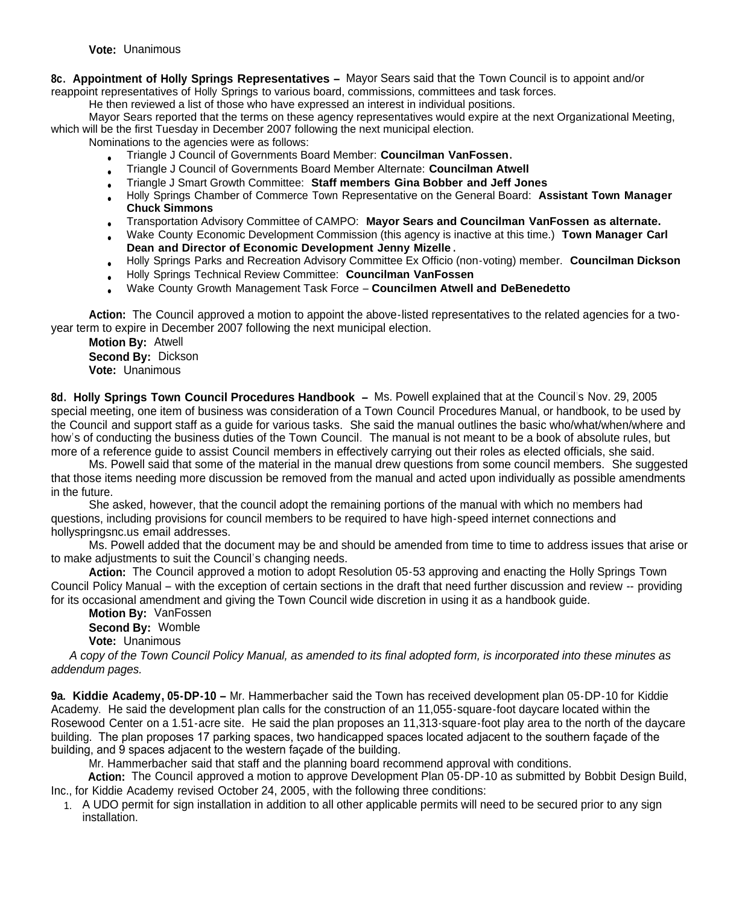**Vote:** Unanimous

**8c. Appointment of Holly Springs Representatives –** Mayor Sears said that the Town Council is to appoint and/or reappoint representatives of Holly Springs to various board, commissions, committees and task forces.

He then reviewed a list of those who have expressed an interest in individual positions.

Mayor Sears reported that the terms on these agency representatives would expire at the next Organizational Meeting, which will be the first Tuesday in December 2007 following the next municipal election.

Nominations to the agencies were as follows:

- Triangle J Council of Governments Board Member: **Councilman VanFossen.**
- Triangle J Council of Governments Board Member Alternate: **Councilman Atwell**
- Triangle J Smart Growth Committee: **Staff members Gina Bobber and Jeff Jones**
- Holly Springs Chamber of Commerce Town Representative on the General Board: **Assistant Town Manager Chuck Simmons**
- Transportation Advisory Committee of CAMPO: **Mayor Sears and Councilman VanFossen as alternate.**
- Wake County Economic Development Commission (this agency is inactive at this time.) **Town Manager Carl Dean and Director of Economic Development Jenny Mizelle.**
- Holly Springs Parks and Recreation Advisory Committee Ex Officio (non-voting) member. **Councilman Dickson**
- Holly Springs Technical Review Committee: **Councilman VanFossen**
- Wake County Growth Management Task Force – **Councilmen Atwell and DeBenedetto**

**Action:** The Council approved a motion to appoint the above-listed representatives to the related agencies for a two-year term to expire in December 2007 following the next municipal election.

**Motion By:** Atwell
**Second By:** Dickson
**Vote:** Unanimous

**8d. Holly Springs Town Council Procedures Handbook –** Ms. Powell explained that at the Council's Nov. 29, 2005 special meeting, one item of business was consideration of a Town Council Procedures Manual, or handbook, to be used by the Council and support staff as a guide for various tasks. She said the manual outlines the basic who/what/when/where and how's of conducting the business duties of the Town Council. The manual is not meant to be a book of absolute rules, but more of a reference guide to assist Council members in effectively carrying out their roles as elected officials, she said.

Ms. Powell said that some of the material in the manual drew questions from some council members. She suggested that those items needing more discussion be removed from the manual and acted upon individually as possible amendments in the future.

She asked, however, that the council adopt the remaining portions of the manual with which no members had questions, including provisions for council members to be required to have high-speed internet connections and hollyspringsnc.us email addresses.

Ms. Powell added that the document may be and should be amended from time to time to address issues that arise or to make adjustments to suit the Council's changing needs.

**Action:** The Council approved a motion to adopt Resolution 05-53 approving and enacting the Holly Springs Town Council Policy Manual – with the exception of certain sections in the draft that need further discussion and review -- providing for its occasional amendment and giving the Town Council wide discretion in using it as a handbook guide.

**Motion By:** VanFossen
**Second By:** Womble
**Vote:** Unanimous

*A copy of the Town Council Policy Manual, as amended to its final adopted form, is incorporated into these minutes as addendum pages.*

**9a. Kiddie Academy, 05-DP-10 –** Mr. Hammerbacher said the Town has received development plan 05-DP-10 for Kiddie Academy. He said the development plan calls for the construction of an 11,055-square-foot daycare located within the Rosewood Center on a 1.51-acre site. He said the plan proposes an 11,313-square-foot play area to the north of the daycare building. The plan proposes 17 parking spaces, two handicapped spaces located adjacent to the southern façade of the building, and 9 spaces adjacent to the western façade of the building.

Mr. Hammerbacher said that staff and the planning board recommend approval with conditions.

**Action:** The Council approved a motion to approve Development Plan 05-DP-10 as submitted by Bobbit Design Build, Inc., for Kiddie Academy revised October 24, 2005, with the following three conditions:

1. A UDO permit for sign installation in addition to all other applicable permits will need to be secured prior to any sign installation.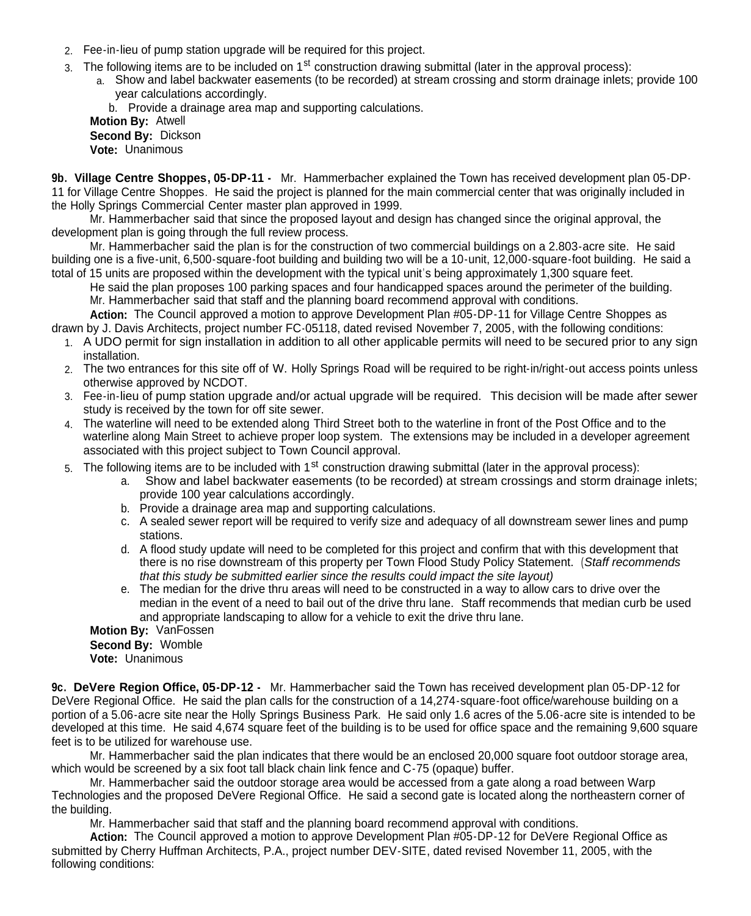2. Fee-in-lieu of pump station upgrade will be required for this project.
3. The following items are to be included on 1st construction drawing submittal (later in the approval process):
   a. Show and label backwater easements (to be recorded) at stream crossing and storm drainage inlets; provide 100 year calculations accordingly.
   b. Provide a drainage area map and supporting calculations.

**Motion By:** Atwell
**Second By:** Dickson
**Vote:** Unanimous

**9b. Village Centre Shoppes, 05-DP-11 -** Mr. Hammerbacher explained the Town has received development plan 05-DP-11 for Village Centre Shoppes. He said the project is planned for the main commercial center that was originally included in the Holly Springs Commercial Center master plan approved in 1999.

Mr. Hammerbacher said that since the proposed layout and design has changed since the original approval, the development plan is going through the full review process.

Mr. Hammerbacher said the plan is for the construction of two commercial buildings on a 2.803-acre site. He said building one is a five-unit, 6,500-square-foot building and building two will be a 10-unit, 12,000-square-foot building. He said a total of 15 units are proposed within the development with the typical unit's being approximately 1,300 square feet.

He said the plan proposes 100 parking spaces and four handicapped spaces around the perimeter of the building.

Mr. Hammerbacher said that staff and the planning board recommend approval with conditions.

**Action:** The Council approved a motion to approve Development Plan #05-DP-11 for Village Centre Shoppes as drawn by J. Davis Architects, project number FC-05118, dated revised November 7, 2005, with the following conditions:

1. A UDO permit for sign installation in addition to all other applicable permits will need to be secured prior to any sign installation.
2. The two entrances for this site off of W. Holly Springs Road will be required to be right-in/right-out access points unless otherwise approved by NCDOT.
3. Fee-in-lieu of pump station upgrade and/or actual upgrade will be required. This decision will be made after sewer study is received by the town for off site sewer.
4. The waterline will need to be extended along Third Street both to the waterline in front of the Post Office and to the waterline along Main Street to achieve proper loop system. The extensions may be included in a developer agreement associated with this project subject to Town Council approval.
5. The following items are to be included with 1st construction drawing submittal (later in the approval process):
   a. Show and label backwater easements (to be recorded) at stream crossings and storm drainage inlets; provide 100 year calculations accordingly.
   b. Provide a drainage area map and supporting calculations.
   c. A sealed sewer report will be required to verify size and adequacy of all downstream sewer lines and pump stations.
   d. A flood study update will need to be completed for this project and confirm that with this development that there is no rise downstream of this property per Town Flood Study Policy Statement. (*Staff recommends that this study be submitted earlier since the results could impact the site layout)*
   e. The median for the drive thru areas will need to be constructed in a way to allow cars to drive over the median in the event of a need to bail out of the drive thru lane. Staff recommends that median curb be used and appropriate landscaping to allow for a vehicle to exit the drive thru lane.

**Motion By:** VanFossen
**Second By:** Womble
**Vote:** Unanimous

**9c. DeVere Region Office, 05-DP-12 -** Mr. Hammerbacher said the Town has received development plan 05-DP-12 for DeVere Regional Office. He said the plan calls for the construction of a 14,274-square-foot office/warehouse building on a portion of a 5.06-acre site near the Holly Springs Business Park. He said only 1.6 acres of the 5.06-acre site is intended to be developed at this time. He said 4,674 square feet of the building is to be used for office space and the remaining 9,600 square feet is to be utilized for warehouse use.

Mr. Hammerbacher said the plan indicates that there would be an enclosed 20,000 square foot outdoor storage area, which would be screened by a six foot tall black chain link fence and C-75 (opaque) buffer.

Mr. Hammerbacher said the outdoor storage area would be accessed from a gate along a road between Warp Technologies and the proposed DeVere Regional Office. He said a second gate is located along the northeastern corner of the building.

Mr. Hammerbacher said that staff and the planning board recommend approval with conditions.

**Action:** The Council approved a motion to approve Development Plan #05-DP-12 for DeVere Regional Office as submitted by Cherry Huffman Architects, P.A., project number DEV-SITE, dated revised November 11, 2005, with the following conditions: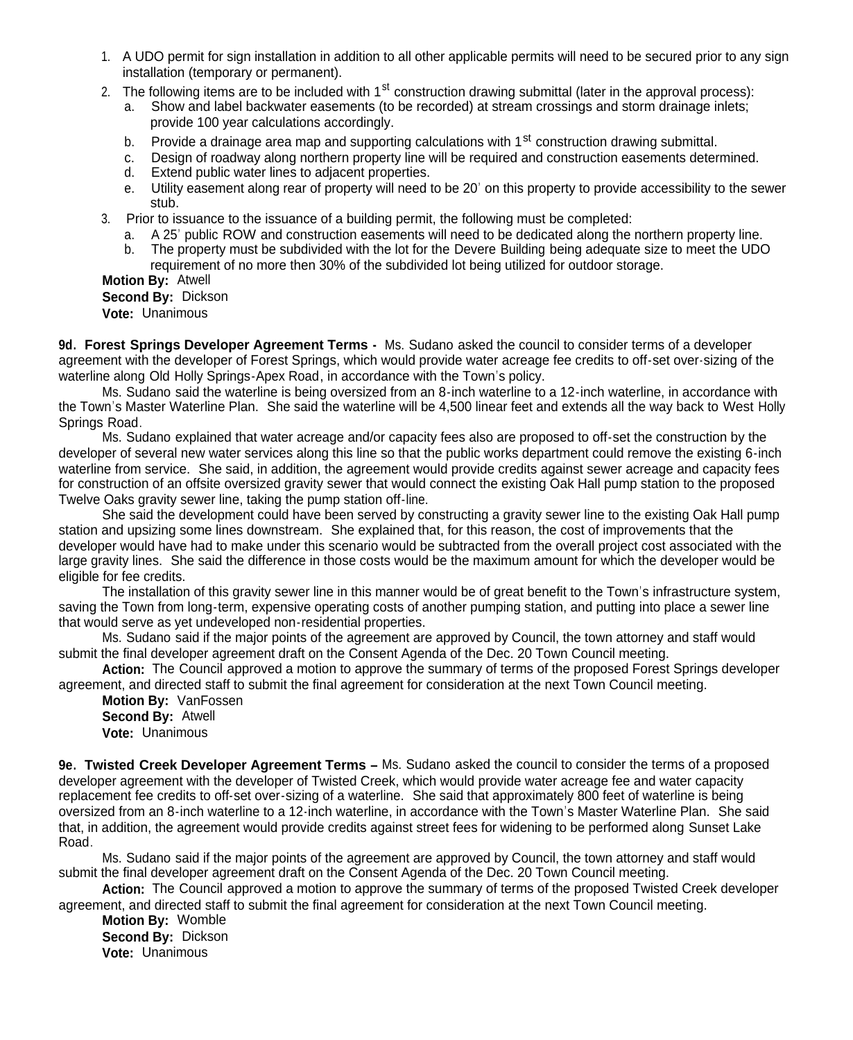1. A UDO permit for sign installation in addition to all other applicable permits will need to be secured prior to any sign installation (temporary or permanent).
2. The following items are to be included with 1st construction drawing submittal (later in the approval process):
   a. Show and label backwater easements (to be recorded) at stream crossings and storm drainage inlets; provide 100 year calculations accordingly.
   b. Provide a drainage area map and supporting calculations with 1st construction drawing submittal.
   c. Design of roadway along northern property line will be required and construction easements determined.
   d. Extend public water lines to adjacent properties.
   e. Utility easement along rear of property will need to be 20' on this property to provide accessibility to the sewer stub.
3. Prior to issuance to the issuance of a building permit, the following must be completed:
   a. A 25' public ROW and construction easements will need to be dedicated along the northern property line.
   b. The property must be subdivided with the lot for the Devere Building being adequate size to meet the UDO requirement of no more then 30% of the subdivided lot being utilized for outdoor storage.

**Motion By:** Atwell
**Second By:** Dickson
**Vote:** Unanimous

**9d. Forest Springs Developer Agreement Terms -** Ms. Sudano asked the council to consider terms of a developer agreement with the developer of Forest Springs, which would provide water acreage fee credits to off-set over-sizing of the waterline along Old Holly Springs-Apex Road, in accordance with the Town's policy.

Ms. Sudano said the waterline is being oversized from an 8-inch waterline to a 12-inch waterline, in accordance with the Town's Master Waterline Plan. She said the waterline will be 4,500 linear feet and extends all the way back to West Holly Springs Road.

Ms. Sudano explained that water acreage and/or capacity fees also are proposed to off-set the construction by the developer of several new water services along this line so that the public works department could remove the existing 6-inch waterline from service. She said, in addition, the agreement would provide credits against sewer acreage and capacity fees for construction of an offsite oversized gravity sewer that would connect the existing Oak Hall pump station to the proposed Twelve Oaks gravity sewer line, taking the pump station off-line.

She said the development could have been served by constructing a gravity sewer line to the existing Oak Hall pump station and upsizing some lines downstream. She explained that, for this reason, the cost of improvements that the developer would have had to make under this scenario would be subtracted from the overall project cost associated with the large gravity lines. She said the difference in those costs would be the maximum amount for which the developer would be eligible for fee credits.

The installation of this gravity sewer line in this manner would be of great benefit to the Town's infrastructure system, saving the Town from long-term, expensive operating costs of another pumping station, and putting into place a sewer line that would serve as yet undeveloped non-residential properties.

Ms. Sudano said if the major points of the agreement are approved by Council, the town attorney and staff would submit the final developer agreement draft on the Consent Agenda of the Dec. 20 Town Council meeting.

**Action:** The Council approved a motion to approve the summary of terms of the proposed Forest Springs developer agreement, and directed staff to submit the final agreement for consideration at the next Town Council meeting.

**Motion By:** VanFossen
**Second By:** Atwell
**Vote:** Unanimous

**9e. Twisted Creek Developer Agreement Terms –** Ms. Sudano asked the council to consider the terms of a proposed developer agreement with the developer of Twisted Creek, which would provide water acreage fee and water capacity replacement fee credits to off-set over-sizing of a waterline. She said that approximately 800 feet of waterline is being oversized from an 8-inch waterline to a 12-inch waterline, in accordance with the Town's Master Waterline Plan. She said that, in addition, the agreement would provide credits against street fees for widening to be performed along Sunset Lake Road.

Ms. Sudano said if the major points of the agreement are approved by Council, the town attorney and staff would submit the final developer agreement draft on the Consent Agenda of the Dec. 20 Town Council meeting.

**Action:** The Council approved a motion to approve the summary of terms of the proposed Twisted Creek developer agreement, and directed staff to submit the final agreement for consideration at the next Town Council meeting.

**Motion By:** Womble
**Second By:** Dickson
**Vote:** Unanimous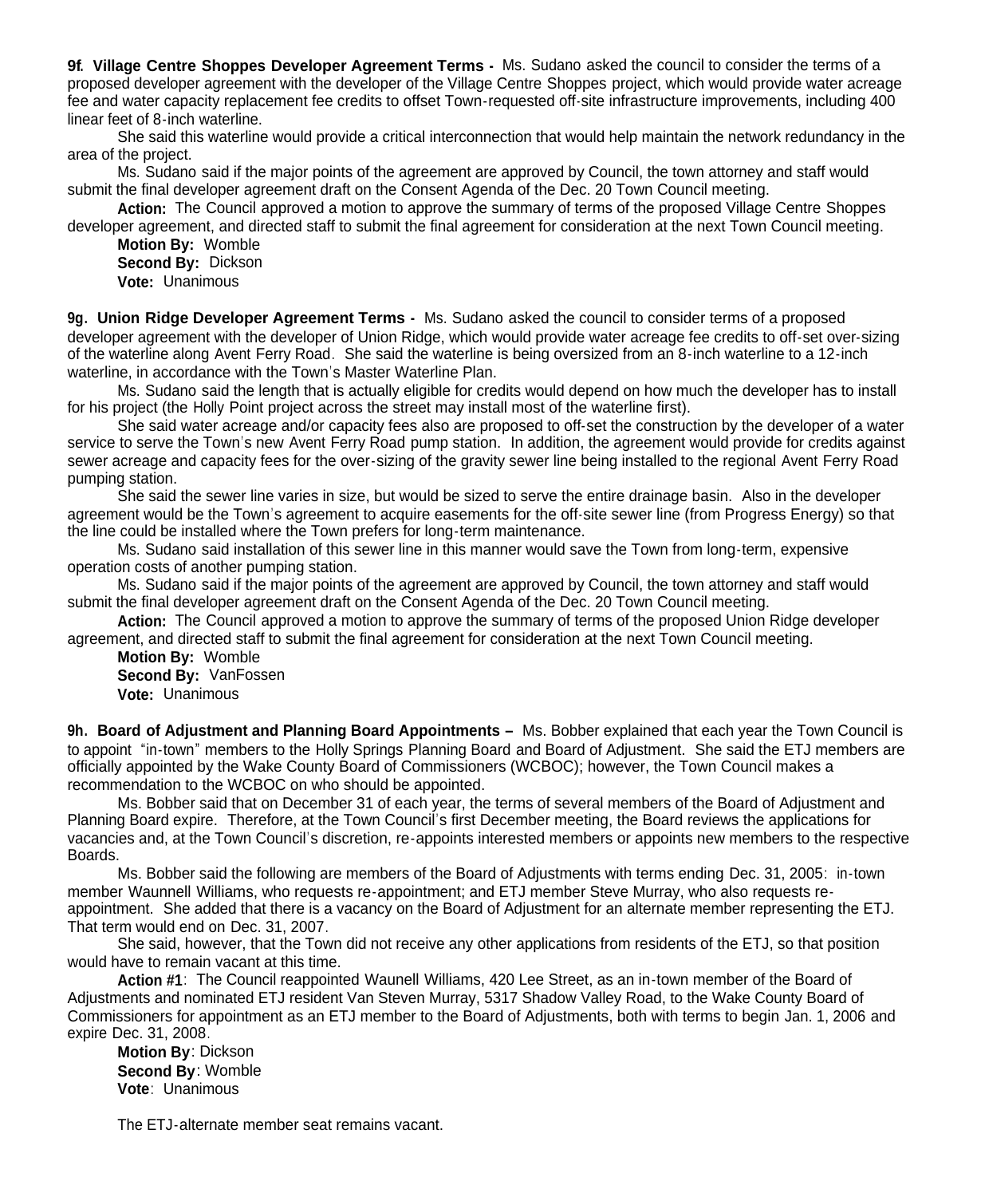**9f. Village Centre Shoppes Developer Agreement Terms -** Ms. Sudano asked the council to consider the terms of a proposed developer agreement with the developer of the Village Centre Shoppes project, which would provide water acreage fee and water capacity replacement fee credits to offset Town-requested off-site infrastructure improvements, including 400 linear feet of 8-inch waterline.

She said this waterline would provide a critical interconnection that would help maintain the network redundancy in the area of the project.

Ms. Sudano said if the major points of the agreement are approved by Council, the town attorney and staff would submit the final developer agreement draft on the Consent Agenda of the Dec. 20 Town Council meeting.

**Action:** The Council approved a motion to approve the summary of terms of the proposed Village Centre Shoppes developer agreement, and directed staff to submit the final agreement for consideration at the next Town Council meeting.

**Motion By:** Womble
**Second By:** Dickson
**Vote:** Unanimous

**9g. Union Ridge Developer Agreement Terms -** Ms. Sudano asked the council to consider terms of a proposed developer agreement with the developer of Union Ridge, which would provide water acreage fee credits to off-set over-sizing of the waterline along Avent Ferry Road. She said the waterline is being oversized from an 8-inch waterline to a 12-inch waterline, in accordance with the Town's Master Waterline Plan.

Ms. Sudano said the length that is actually eligible for credits would depend on how much the developer has to install for his project (the Holly Point project across the street may install most of the waterline first).

She said water acreage and/or capacity fees also are proposed to off-set the construction by the developer of a water service to serve the Town's new Avent Ferry Road pump station. In addition, the agreement would provide for credits against sewer acreage and capacity fees for the over-sizing of the gravity sewer line being installed to the regional Avent Ferry Road pumping station.

She said the sewer line varies in size, but would be sized to serve the entire drainage basin. Also in the developer agreement would be the Town's agreement to acquire easements for the off-site sewer line (from Progress Energy) so that the line could be installed where the Town prefers for long-term maintenance.

Ms. Sudano said installation of this sewer line in this manner would save the Town from long-term, expensive operation costs of another pumping station.

Ms. Sudano said if the major points of the agreement are approved by Council, the town attorney and staff would submit the final developer agreement draft on the Consent Agenda of the Dec. 20 Town Council meeting.

**Action:** The Council approved a motion to approve the summary of terms of the proposed Union Ridge developer agreement, and directed staff to submit the final agreement for consideration at the next Town Council meeting.

**Motion By:** Womble
**Second By:** VanFossen
**Vote:** Unanimous

**9h. Board of Adjustment and Planning Board Appointments –** Ms. Bobber explained that each year the Town Council is to appoint "in-town" members to the Holly Springs Planning Board and Board of Adjustment. She said the ETJ members are officially appointed by the Wake County Board of Commissioners (WCBOC); however, the Town Council makes a recommendation to the WCBOC on who should be appointed.

Ms. Bobber said that on December 31 of each year, the terms of several members of the Board of Adjustment and Planning Board expire. Therefore, at the Town Council's first December meeting, the Board reviews the applications for vacancies and, at the Town Council's discretion, re-appoints interested members or appoints new members to the respective Boards.

Ms. Bobber said the following are members of the Board of Adjustments with terms ending Dec. 31, 2005: in-town member Waunnell Williams, who requests re-appointment; and ETJ member Steve Murray, who also requests re-appointment. She added that there is a vacancy on the Board of Adjustment for an alternate member representing the ETJ. That term would end on Dec. 31, 2007.

She said, however, that the Town did not receive any other applications from residents of the ETJ, so that position would have to remain vacant at this time.

**Action #1**: The Council reappointed Waunell Williams, 420 Lee Street, as an in-town member of the Board of Adjustments and nominated ETJ resident Van Steven Murray, 5317 Shadow Valley Road, to the Wake County Board of Commissioners for appointment as an ETJ member to the Board of Adjustments, both with terms to begin Jan. 1, 2006 and expire Dec. 31, 2008.

**Motion By**: Dickson
**Second By**: Womble
**Vote**: Unanimous

The ETJ-alternate member seat remains vacant.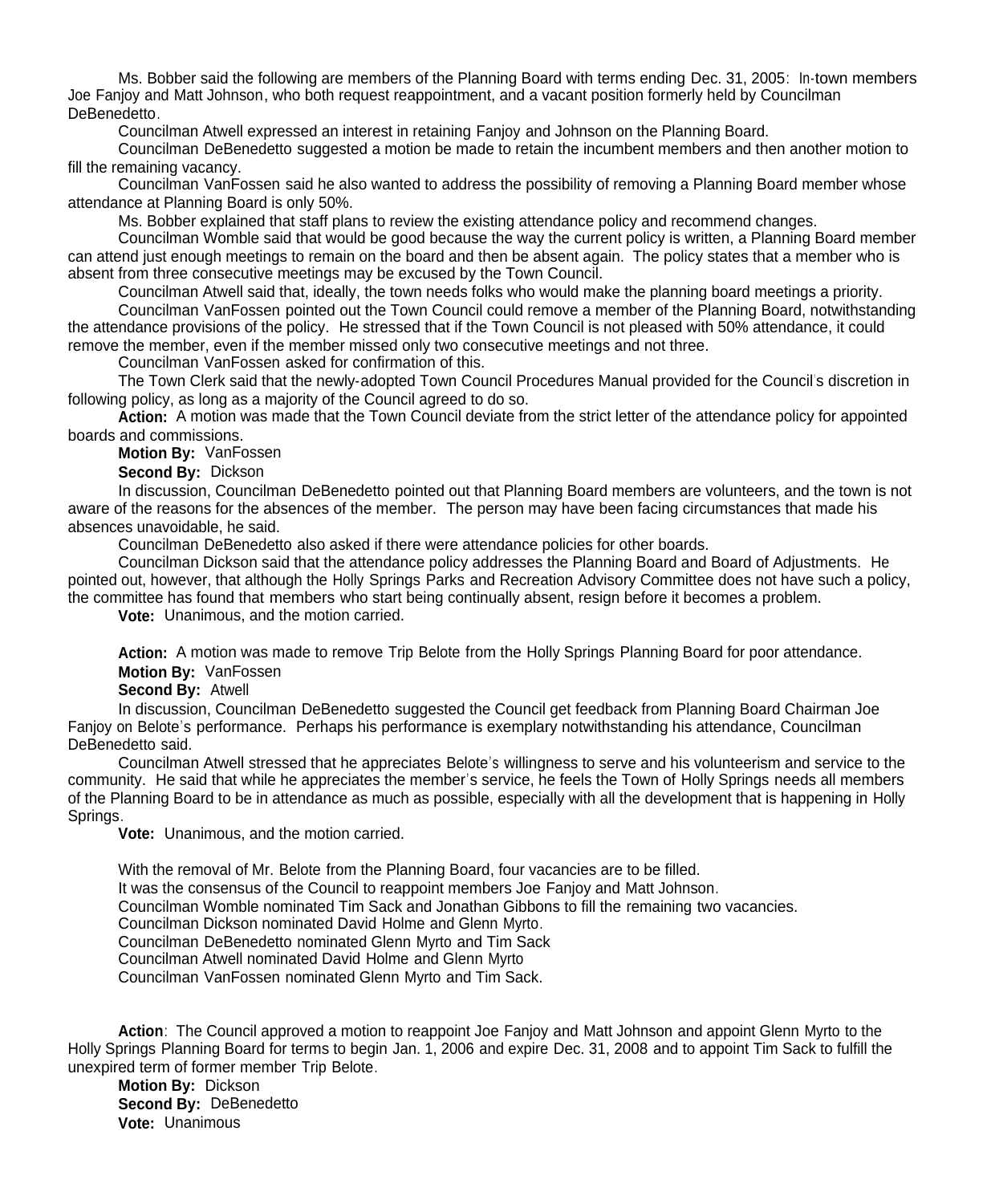Ms. Bobber said the following are members of the Planning Board with terms ending Dec. 31, 2005: In-town members Joe Fanjoy and Matt Johnson, who both request reappointment, and a vacant position formerly held by Councilman DeBenedetto.

Councilman Atwell expressed an interest in retaining Fanjoy and Johnson on the Planning Board.

Councilman DeBenedetto suggested a motion be made to retain the incumbent members and then another motion to fill the remaining vacancy.

Councilman VanFossen said he also wanted to address the possibility of removing a Planning Board member whose attendance at Planning Board is only 50%.

Ms. Bobber explained that staff plans to review the existing attendance policy and recommend changes.

Councilman Womble said that would be good because the way the current policy is written, a Planning Board member can attend just enough meetings to remain on the board and then be absent again. The policy states that a member who is absent from three consecutive meetings may be excused by the Town Council.

Councilman Atwell said that, ideally, the town needs folks who would make the planning board meetings a priority.

Councilman VanFossen pointed out the Town Council could remove a member of the Planning Board, notwithstanding the attendance provisions of the policy. He stressed that if the Town Council is not pleased with 50% attendance, it could remove the member, even if the member missed only two consecutive meetings and not three.

Councilman VanFossen asked for confirmation of this.

The Town Clerk said that the newly-adopted Town Council Procedures Manual provided for the Council's discretion in following policy, as long as a majority of the Council agreed to do so.

**Action:** A motion was made that the Town Council deviate from the strict letter of the attendance policy for appointed boards and commissions.

**Motion By:** VanFossen

**Second By:** Dickson

In discussion, Councilman DeBenedetto pointed out that Planning Board members are volunteers, and the town is not aware of the reasons for the absences of the member. The person may have been facing circumstances that made his absences unavoidable, he said.

Councilman DeBenedetto also asked if there were attendance policies for other boards.

Councilman Dickson said that the attendance policy addresses the Planning Board and Board of Adjustments. He pointed out, however, that although the Holly Springs Parks and Recreation Advisory Committee does not have such a policy, the committee has found that members who start being continually absent, resign before it becomes a problem.

**Vote:** Unanimous, and the motion carried.

**Action:** A motion was made to remove Trip Belote from the Holly Springs Planning Board for poor attendance.

**Motion By:** VanFossen

**Second By:** Atwell

In discussion, Councilman DeBenedetto suggested the Council get feedback from Planning Board Chairman Joe Fanjoy on Belote's performance. Perhaps his performance is exemplary notwithstanding his attendance, Councilman DeBenedetto said.

Councilman Atwell stressed that he appreciates Belote's willingness to serve and his volunteerism and service to the community. He said that while he appreciates the member's service, he feels the Town of Holly Springs needs all members of the Planning Board to be in attendance as much as possible, especially with all the development that is happening in Holly Springs.

**Vote:** Unanimous, and the motion carried.

With the removal of Mr. Belote from the Planning Board, four vacancies are to be filled.

It was the consensus of the Council to reappoint members Joe Fanjoy and Matt Johnson.

Councilman Womble nominated Tim Sack and Jonathan Gibbons to fill the remaining two vacancies.

Councilman Dickson nominated David Holme and Glenn Myrto.

Councilman DeBenedetto nominated Glenn Myrto and Tim Sack

Councilman Atwell nominated David Holme and Glenn Myrto

Councilman VanFossen nominated Glenn Myrto and Tim Sack.

**Action**: The Council approved a motion to reappoint Joe Fanjoy and Matt Johnson and appoint Glenn Myrto to the Holly Springs Planning Board for terms to begin Jan. 1, 2006 and expire Dec. 31, 2008 and to appoint Tim Sack to fulfill the unexpired term of former member Trip Belote.

**Motion By:** Dickson

**Second By:** DeBenedetto

**Vote:** Unanimous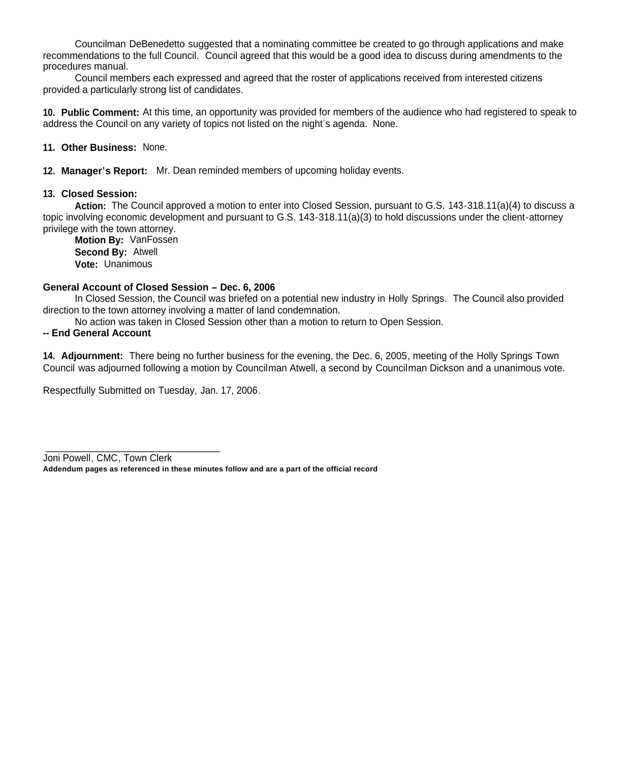Councilman DeBenedetto suggested that a nominating committee be created to go through applications and make recommendations to the full Council. Council agreed that this would be a good idea to discuss during amendments to the procedures manual.

Council members each expressed and agreed that the roster of applications received from interested citizens provided a particularly strong list of candidates.

**10. Public Comment:** At this time, an opportunity was provided for members of the audience who had registered to speak to address the Council on any variety of topics not listed on the night's agenda. None.

**11. Other Business:** None.

**12. Manager's Report:** Mr. Dean reminded members of upcoming holiday events.

**13. Closed Session:**

**Action:** The Council approved a motion to enter into Closed Session, pursuant to G.S. 143-318.11(a)(4) to discuss a topic involving economic development and pursuant to G.S. 143-318.11(a)(3) to hold discussions under the client-attorney privilege with the town attorney.

**Motion By:** VanFossen
**Second By:** Atwell
**Vote:** Unanimous

**General Account of Closed Session – Dec. 6, 2006**

In Closed Session, the Council was briefed on a potential new industry in Holly Springs. The Council also provided direction to the town attorney involving a matter of land condemnation.

No action was taken in Closed Session other than a motion to return to Open Session.

**-- End General Account**

**14. Adjournment:** There being no further business for the evening, the Dec. 6, 2005, meeting of the Holly Springs Town Council was adjourned following a motion by Councilman Atwell, a second by Councilman Dickson and a unanimous vote.

Respectfully Submitted on Tuesday, Jan. 17, 2006.

\_\_\_\_\_\_\_\_\_\_\_\_\_\_\_\_\_\_\_\_\_\_\_\_\_\_\_\_\_\_\_\_

Joni Powell, CMC, Town Clerk

**Addendum pages as referenced in these minutes follow and are a part of the official record**